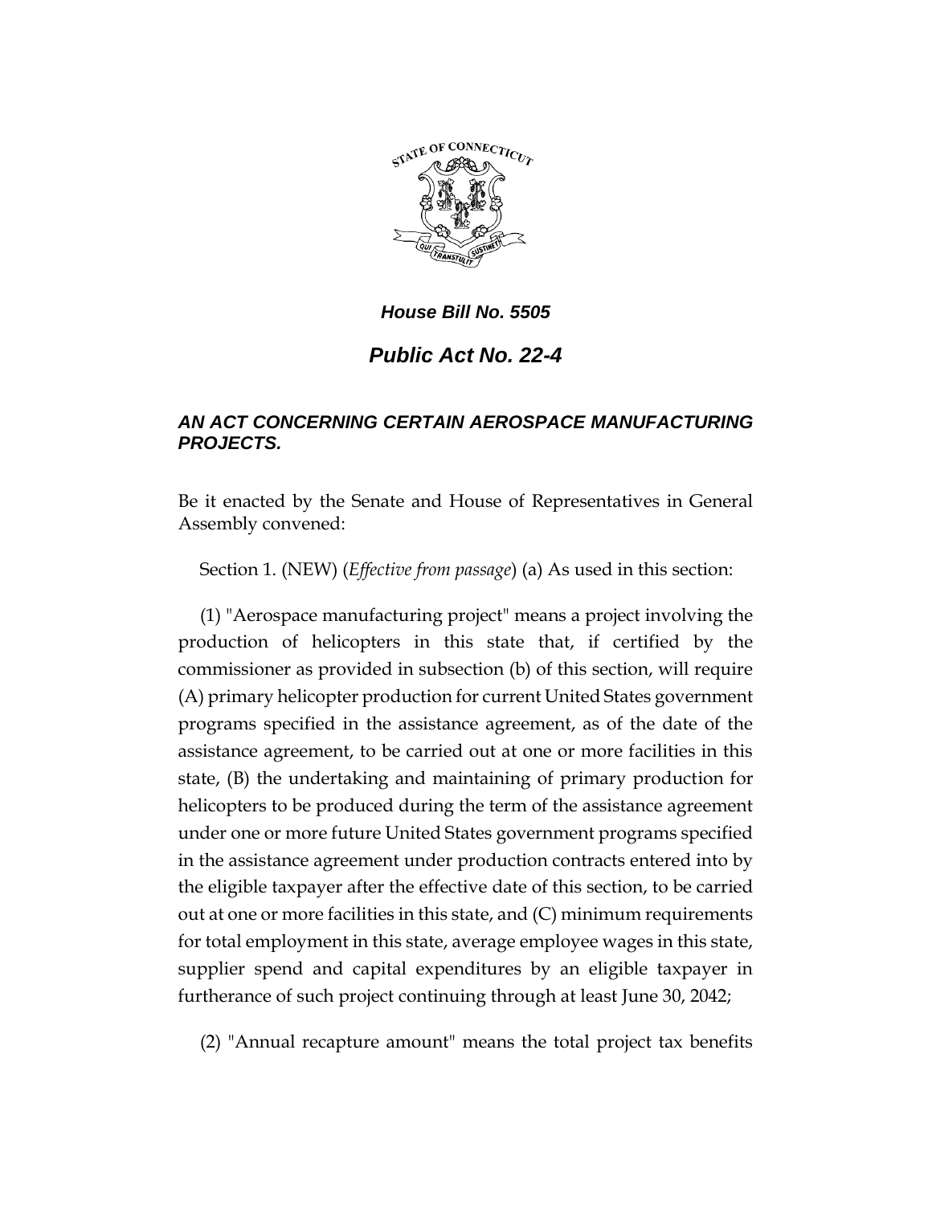***House Bill No. 5505***

# ***Public Act No. 22-4***

## ***AN ACT CONCERNING CERTAIN AEROSPACE MANUFACTURING PROJECTS.***

Be it enacted by the Senate and House of Representatives in General Assembly convened:

Section 1. (NEW) (*Effective from passage*) (a) As used in this section:

(1) "Aerospace manufacturing project" means a project involving the production of helicopters in this state that, if certified by the commissioner as provided in subsection (b) of this section, will require (A) primary helicopter production for current United States government programs specified in the assistance agreement, as of the date of the assistance agreement, to be carried out at one or more facilities in this state, (B) the undertaking and maintaining of primary production for helicopters to be produced during the term of the assistance agreement under one or more future United States government programs specified in the assistance agreement under production contracts entered into by the eligible taxpayer after the effective date of this section, to be carried out at one or more facilities in this state, and (C) minimum requirements for total employment in this state, average employee wages in this state, supplier spend and capital expenditures by an eligible taxpayer in furtherance of such project continuing through at least June 30, 2042;

(2) "Annual recapture amount" means the total project tax benefits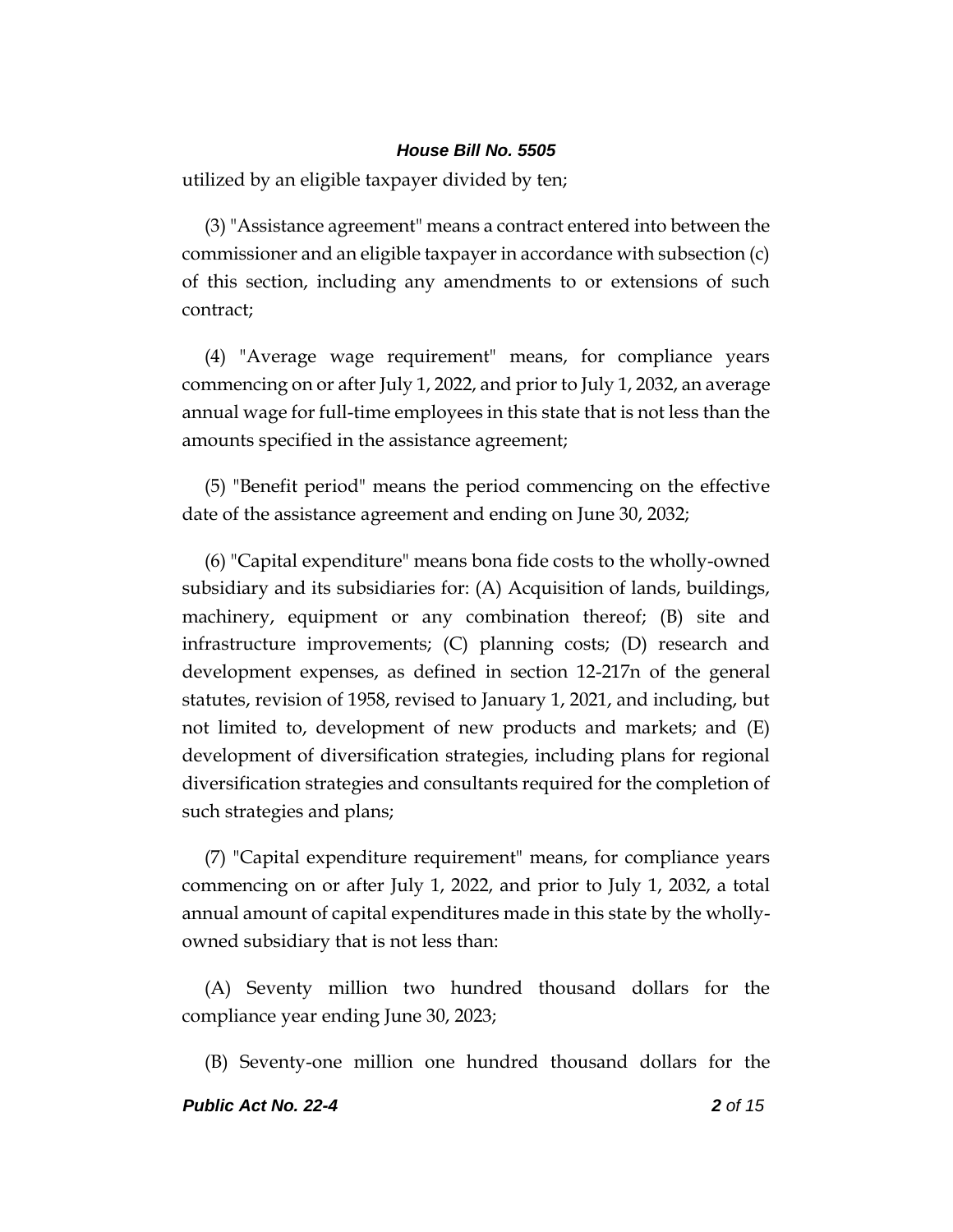utilized by an eligible taxpayer divided by ten;

(3) "Assistance agreement" means a contract entered into between the commissioner and an eligible taxpayer in accordance with subsection (c) of this section, including any amendments to or extensions of such contract;

(4) "Average wage requirement" means, for compliance years commencing on or after July 1, 2022, and prior to July 1, 2032, an average annual wage for full-time employees in this state that is not less than the amounts specified in the assistance agreement;

(5) "Benefit period" means the period commencing on the effective date of the assistance agreement and ending on June 30, 2032;

(6) "Capital expenditure" means bona fide costs to the wholly-owned subsidiary and its subsidiaries for: (A) Acquisition of lands, buildings, machinery, equipment or any combination thereof; (B) site and infrastructure improvements; (C) planning costs; (D) research and development expenses, as defined in section 12-217n of the general statutes, revision of 1958, revised to January 1, 2021, and including, but not limited to, development of new products and markets; and (E) development of diversification strategies, including plans for regional diversification strategies and consultants required for the completion of such strategies and plans;

(7) "Capital expenditure requirement" means, for compliance years commencing on or after July 1, 2022, and prior to July 1, 2032, a total annual amount of capital expenditures made in this state by the wholly-owned subsidiary that is not less than:

(A) Seventy million two hundred thousand dollars for the compliance year ending June 30, 2023;

(B) Seventy-one million one hundred thousand dollars for the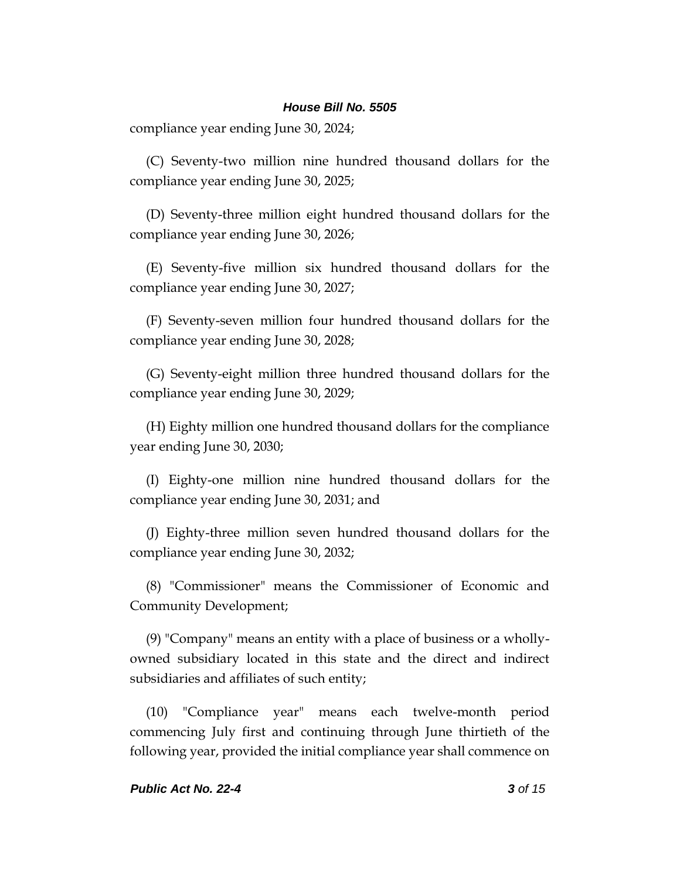compliance year ending June 30, 2024;

(C) Seventy-two million nine hundred thousand dollars for the compliance year ending June 30, 2025;

(D) Seventy-three million eight hundred thousand dollars for the compliance year ending June 30, 2026;

(E) Seventy-five million six hundred thousand dollars for the compliance year ending June 30, 2027;

(F) Seventy-seven million four hundred thousand dollars for the compliance year ending June 30, 2028;

(G) Seventy-eight million three hundred thousand dollars for the compliance year ending June 30, 2029;

(H) Eighty million one hundred thousand dollars for the compliance year ending June 30, 2030;

(I) Eighty-one million nine hundred thousand dollars for the compliance year ending June 30, 2031; and

(J) Eighty-three million seven hundred thousand dollars for the compliance year ending June 30, 2032;

(8) "Commissioner" means the Commissioner of Economic and Community Development;

(9) "Company" means an entity with a place of business or a wholly-owned subsidiary located in this state and the direct and indirect subsidiaries and affiliates of such entity;

(10) "Compliance year" means each twelve-month period commencing July first and continuing through June thirtieth of the following year, provided the initial compliance year shall commence on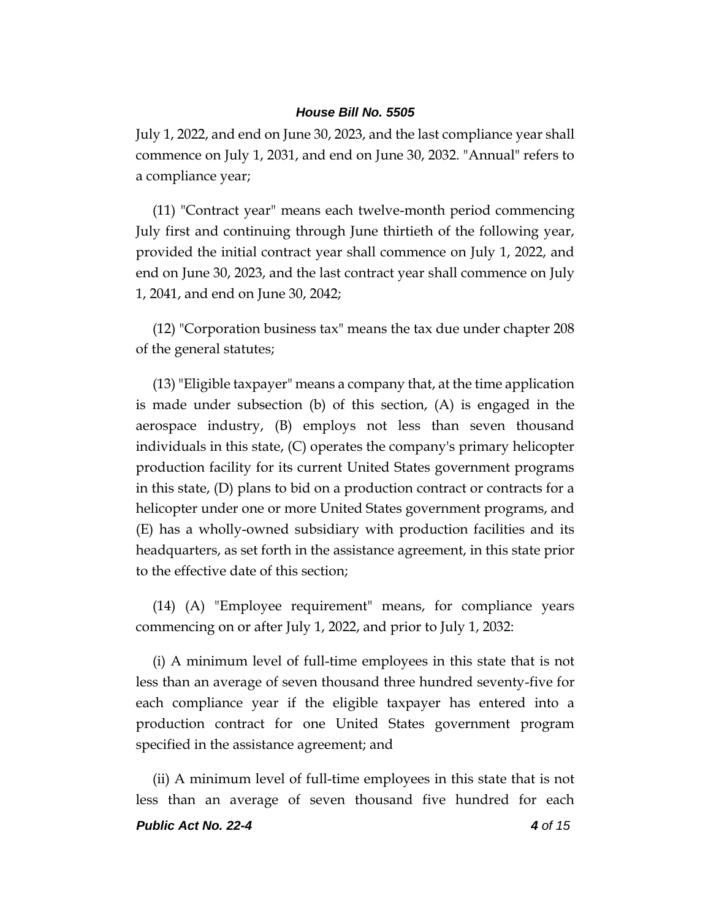July 1, 2022, and end on June 30, 2023, and the last compliance year shall commence on July 1, 2031, and end on June 30, 2032. "Annual" refers to a compliance year;

(11) "Contract year" means each twelve-month period commencing July first and continuing through June thirtieth of the following year, provided the initial contract year shall commence on July 1, 2022, and end on June 30, 2023, and the last contract year shall commence on July 1, 2041, and end on June 30, 2042;

(12) "Corporation business tax" means the tax due under chapter 208 of the general statutes;

(13) "Eligible taxpayer" means a company that, at the time application is made under subsection (b) of this section, (A) is engaged in the aerospace industry, (B) employs not less than seven thousand individuals in this state, (C) operates the company's primary helicopter production facility for its current United States government programs in this state, (D) plans to bid on a production contract or contracts for a helicopter under one or more United States government programs, and (E) has a wholly-owned subsidiary with production facilities and its headquarters, as set forth in the assistance agreement, in this state prior to the effective date of this section;

(14) (A) "Employee requirement" means, for compliance years commencing on or after July 1, 2022, and prior to July 1, 2032:

(i) A minimum level of full-time employees in this state that is not less than an average of seven thousand three hundred seventy-five for each compliance year if the eligible taxpayer has entered into a production contract for one United States government program specified in the assistance agreement; and

(ii) A minimum level of full-time employees in this state that is not less than an average of seven thousand five hundred for each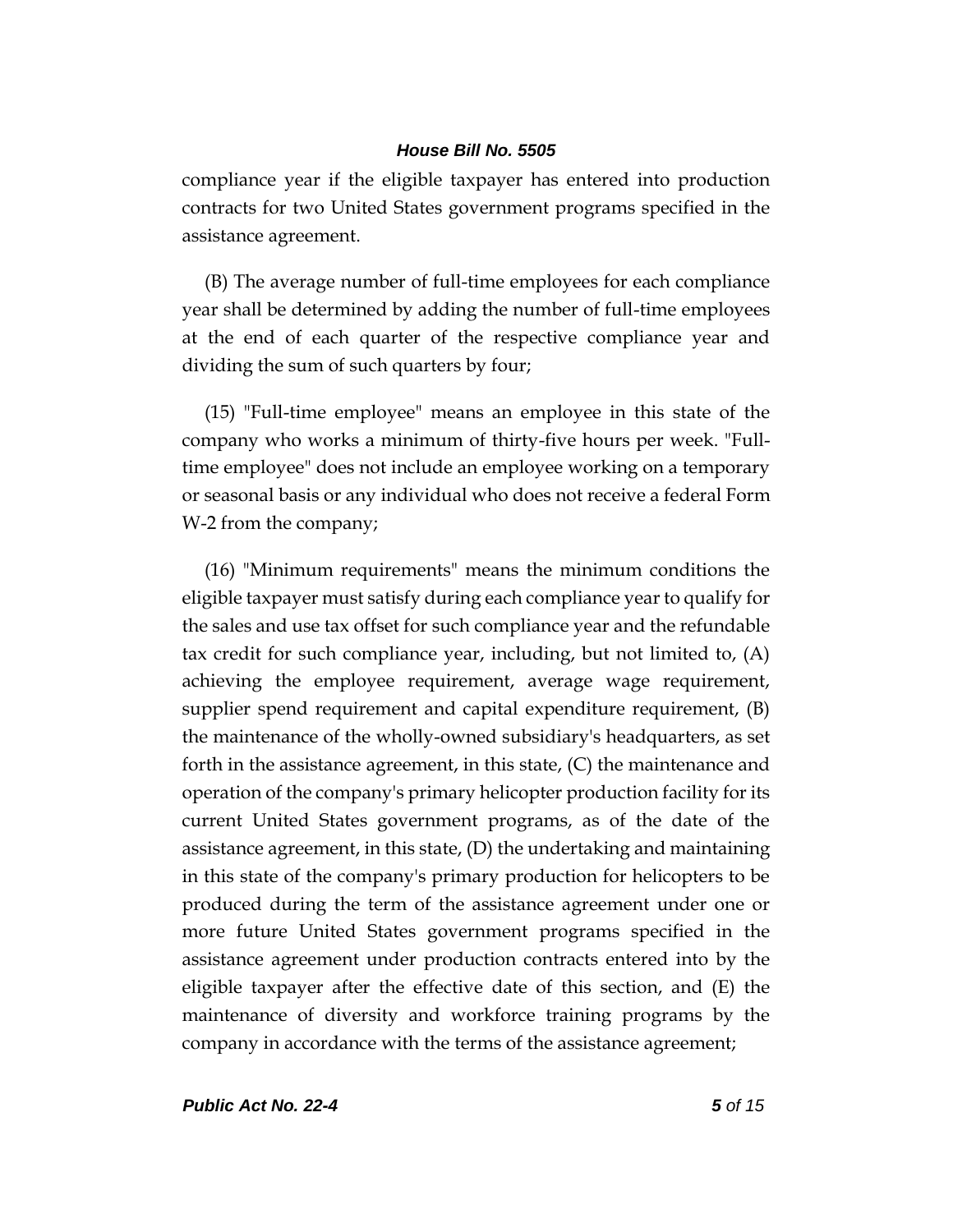compliance year if the eligible taxpayer has entered into production contracts for two United States government programs specified in the assistance agreement.

(B) The average number of full-time employees for each compliance year shall be determined by adding the number of full-time employees at the end of each quarter of the respective compliance year and dividing the sum of such quarters by four;

(15) "Full-time employee" means an employee in this state of the company who works a minimum of thirty-five hours per week. "Full-time employee" does not include an employee working on a temporary or seasonal basis or any individual who does not receive a federal Form W-2 from the company;

(16) "Minimum requirements" means the minimum conditions the eligible taxpayer must satisfy during each compliance year to qualify for the sales and use tax offset for such compliance year and the refundable tax credit for such compliance year, including, but not limited to, (A) achieving the employee requirement, average wage requirement, supplier spend requirement and capital expenditure requirement, (B) the maintenance of the wholly-owned subsidiary's headquarters, as set forth in the assistance agreement, in this state, (C) the maintenance and operation of the company's primary helicopter production facility for its current United States government programs, as of the date of the assistance agreement, in this state, (D) the undertaking and maintaining in this state of the company's primary production for helicopters to be produced during the term of the assistance agreement under one or more future United States government programs specified in the assistance agreement under production contracts entered into by the eligible taxpayer after the effective date of this section, and (E) the maintenance of diversity and workforce training programs by the company in accordance with the terms of the assistance agreement;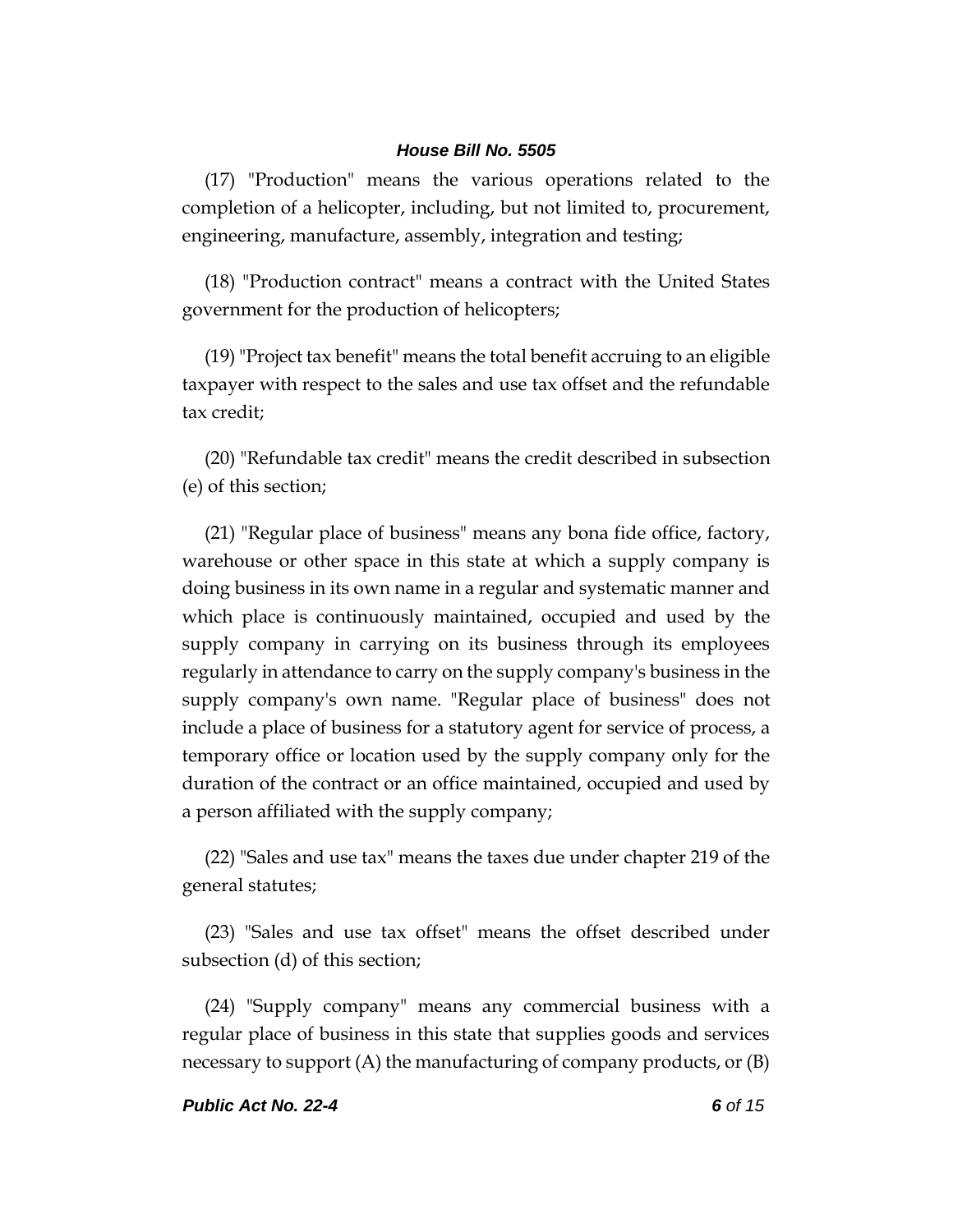(17) "Production" means the various operations related to the completion of a helicopter, including, but not limited to, procurement, engineering, manufacture, assembly, integration and testing;

(18) "Production contract" means a contract with the United States government for the production of helicopters;

(19) "Project tax benefit" means the total benefit accruing to an eligible taxpayer with respect to the sales and use tax offset and the refundable tax credit;

(20) "Refundable tax credit" means the credit described in subsection (e) of this section;

(21) "Regular place of business" means any bona fide office, factory, warehouse or other space in this state at which a supply company is doing business in its own name in a regular and systematic manner and which place is continuously maintained, occupied and used by the supply company in carrying on its business through its employees regularly in attendance to carry on the supply company's business in the supply company's own name. "Regular place of business" does not include a place of business for a statutory agent for service of process, a temporary office or location used by the supply company only for the duration of the contract or an office maintained, occupied and used by a person affiliated with the supply company;

(22) "Sales and use tax" means the taxes due under chapter 219 of the general statutes;

(23) "Sales and use tax offset" means the offset described under subsection (d) of this section;

(24) "Supply company" means any commercial business with a regular place of business in this state that supplies goods and services necessary to support (A) the manufacturing of company products, or (B)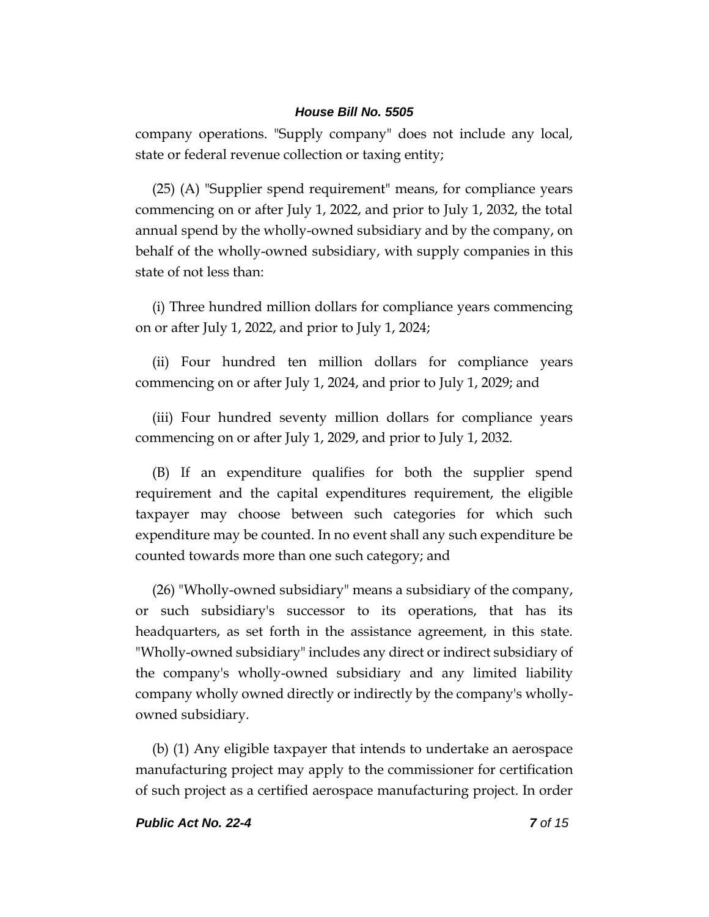company operations. "Supply company" does not include any local, state or federal revenue collection or taxing entity;

(25) (A) "Supplier spend requirement" means, for compliance years commencing on or after July 1, 2022, and prior to July 1, 2032, the total annual spend by the wholly-owned subsidiary and by the company, on behalf of the wholly-owned subsidiary, with supply companies in this state of not less than:

(i) Three hundred million dollars for compliance years commencing on or after July 1, 2022, and prior to July 1, 2024;

(ii) Four hundred ten million dollars for compliance years commencing on or after July 1, 2024, and prior to July 1, 2029; and

(iii) Four hundred seventy million dollars for compliance years commencing on or after July 1, 2029, and prior to July 1, 2032.

(B) If an expenditure qualifies for both the supplier spend requirement and the capital expenditures requirement, the eligible taxpayer may choose between such categories for which such expenditure may be counted. In no event shall any such expenditure be counted towards more than one such category; and

(26) "Wholly-owned subsidiary" means a subsidiary of the company, or such subsidiary's successor to its operations, that has its headquarters, as set forth in the assistance agreement, in this state. "Wholly-owned subsidiary" includes any direct or indirect subsidiary of the company's wholly-owned subsidiary and any limited liability company wholly owned directly or indirectly by the company's wholly-owned subsidiary.

(b) (1) Any eligible taxpayer that intends to undertake an aerospace manufacturing project may apply to the commissioner for certification of such project as a certified aerospace manufacturing project. In order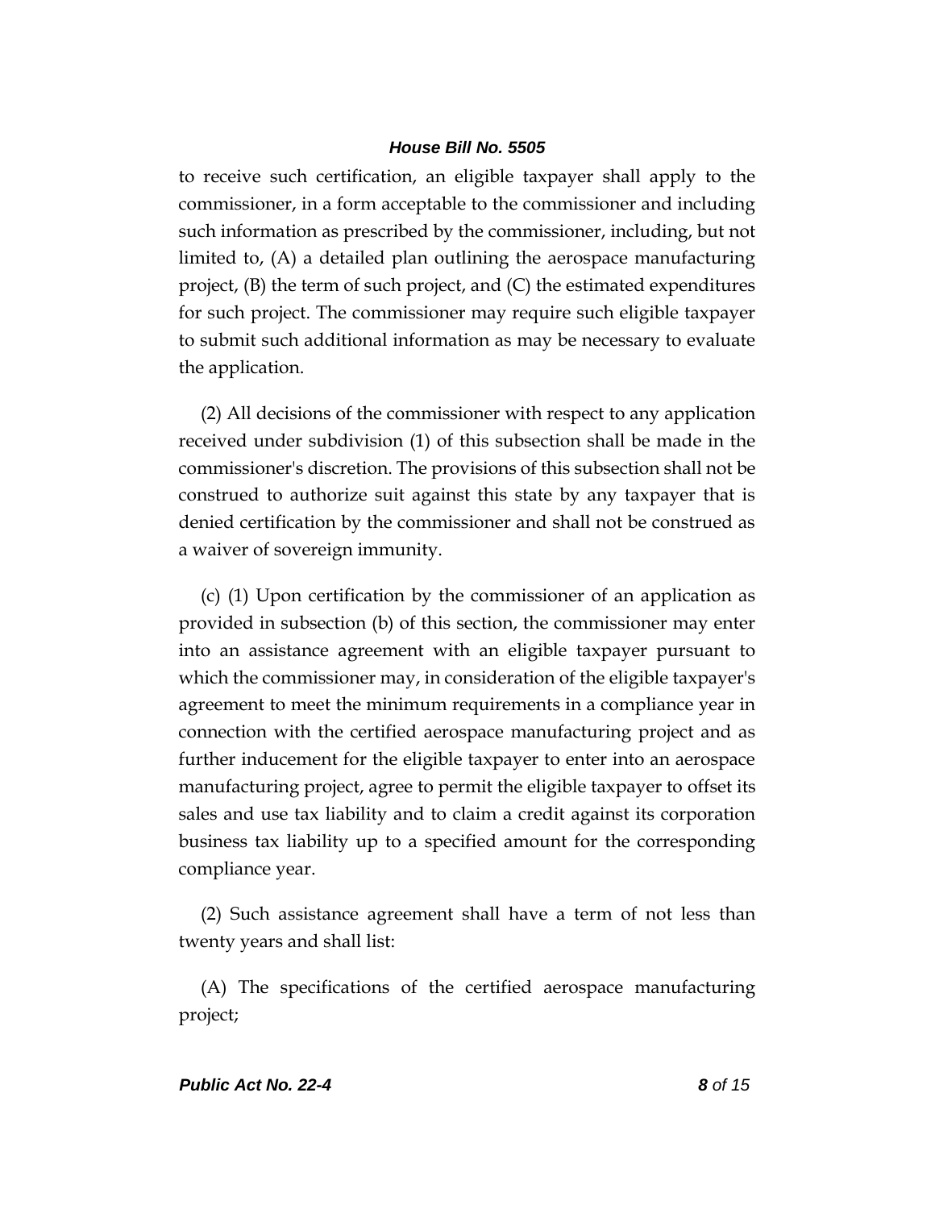to receive such certification, an eligible taxpayer shall apply to the commissioner, in a form acceptable to the commissioner and including such information as prescribed by the commissioner, including, but not limited to, (A) a detailed plan outlining the aerospace manufacturing project, (B) the term of such project, and (C) the estimated expenditures for such project. The commissioner may require such eligible taxpayer to submit such additional information as may be necessary to evaluate the application.

(2) All decisions of the commissioner with respect to any application received under subdivision (1) of this subsection shall be made in the commissioner's discretion. The provisions of this subsection shall not be construed to authorize suit against this state by any taxpayer that is denied certification by the commissioner and shall not be construed as a waiver of sovereign immunity.

(c) (1) Upon certification by the commissioner of an application as provided in subsection (b) of this section, the commissioner may enter into an assistance agreement with an eligible taxpayer pursuant to which the commissioner may, in consideration of the eligible taxpayer's agreement to meet the minimum requirements in a compliance year in connection with the certified aerospace manufacturing project and as further inducement for the eligible taxpayer to enter into an aerospace manufacturing project, agree to permit the eligible taxpayer to offset its sales and use tax liability and to claim a credit against its corporation business tax liability up to a specified amount for the corresponding compliance year.

(2) Such assistance agreement shall have a term of not less than twenty years and shall list:

(A) The specifications of the certified aerospace manufacturing project;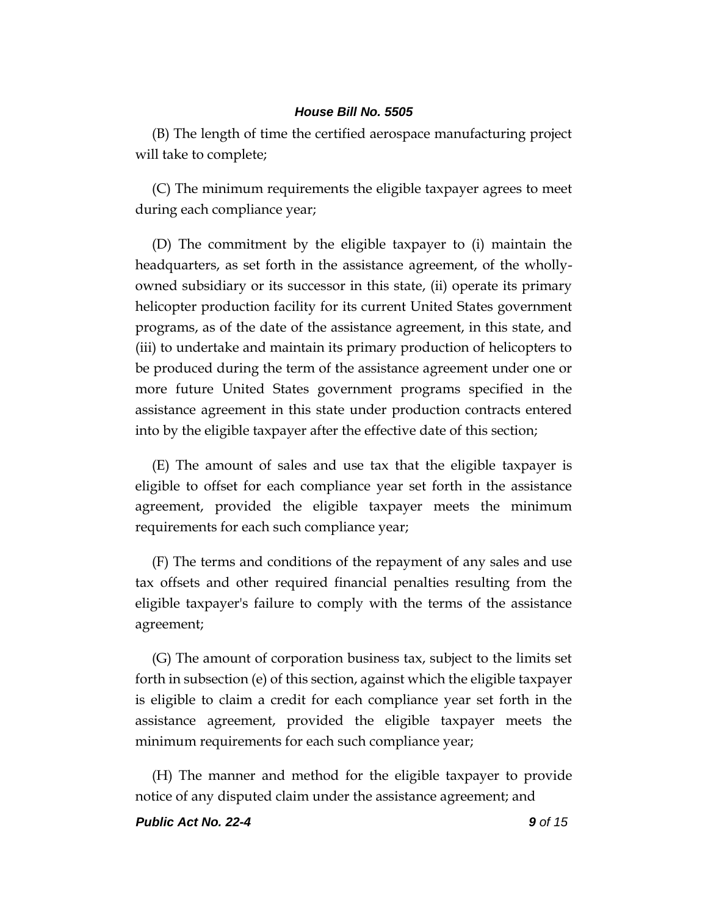(B) The length of time the certified aerospace manufacturing project will take to complete;

(C) The minimum requirements the eligible taxpayer agrees to meet during each compliance year;

(D) The commitment by the eligible taxpayer to (i) maintain the headquarters, as set forth in the assistance agreement, of the wholly-owned subsidiary or its successor in this state, (ii) operate its primary helicopter production facility for its current United States government programs, as of the date of the assistance agreement, in this state, and (iii) to undertake and maintain its primary production of helicopters to be produced during the term of the assistance agreement under one or more future United States government programs specified in the assistance agreement in this state under production contracts entered into by the eligible taxpayer after the effective date of this section;

(E) The amount of sales and use tax that the eligible taxpayer is eligible to offset for each compliance year set forth in the assistance agreement, provided the eligible taxpayer meets the minimum requirements for each such compliance year;

(F) The terms and conditions of the repayment of any sales and use tax offsets and other required financial penalties resulting from the eligible taxpayer's failure to comply with the terms of the assistance agreement;

(G) The amount of corporation business tax, subject to the limits set forth in subsection (e) of this section, against which the eligible taxpayer is eligible to claim a credit for each compliance year set forth in the assistance agreement, provided the eligible taxpayer meets the minimum requirements for each such compliance year;

(H) The manner and method for the eligible taxpayer to provide notice of any disputed claim under the assistance agreement; and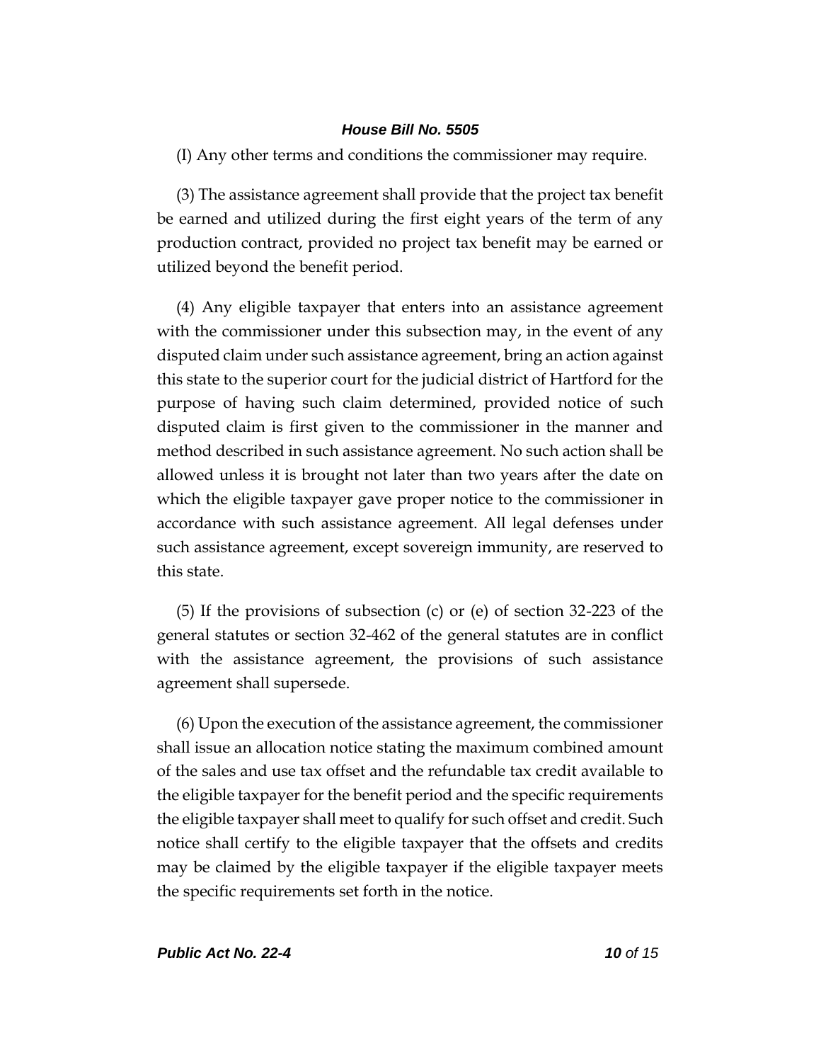(I) Any other terms and conditions the commissioner may require.

(3) The assistance agreement shall provide that the project tax benefit be earned and utilized during the first eight years of the term of any production contract, provided no project tax benefit may be earned or utilized beyond the benefit period.

(4) Any eligible taxpayer that enters into an assistance agreement with the commissioner under this subsection may, in the event of any disputed claim under such assistance agreement, bring an action against this state to the superior court for the judicial district of Hartford for the purpose of having such claim determined, provided notice of such disputed claim is first given to the commissioner in the manner and method described in such assistance agreement. No such action shall be allowed unless it is brought not later than two years after the date on which the eligible taxpayer gave proper notice to the commissioner in accordance with such assistance agreement. All legal defenses under such assistance agreement, except sovereign immunity, are reserved to this state.

(5) If the provisions of subsection (c) or (e) of section 32-223 of the general statutes or section 32-462 of the general statutes are in conflict with the assistance agreement, the provisions of such assistance agreement shall supersede.

(6) Upon the execution of the assistance agreement, the commissioner shall issue an allocation notice stating the maximum combined amount of the sales and use tax offset and the refundable tax credit available to the eligible taxpayer for the benefit period and the specific requirements the eligible taxpayer shall meet to qualify for such offset and credit. Such notice shall certify to the eligible taxpayer that the offsets and credits may be claimed by the eligible taxpayer if the eligible taxpayer meets the specific requirements set forth in the notice.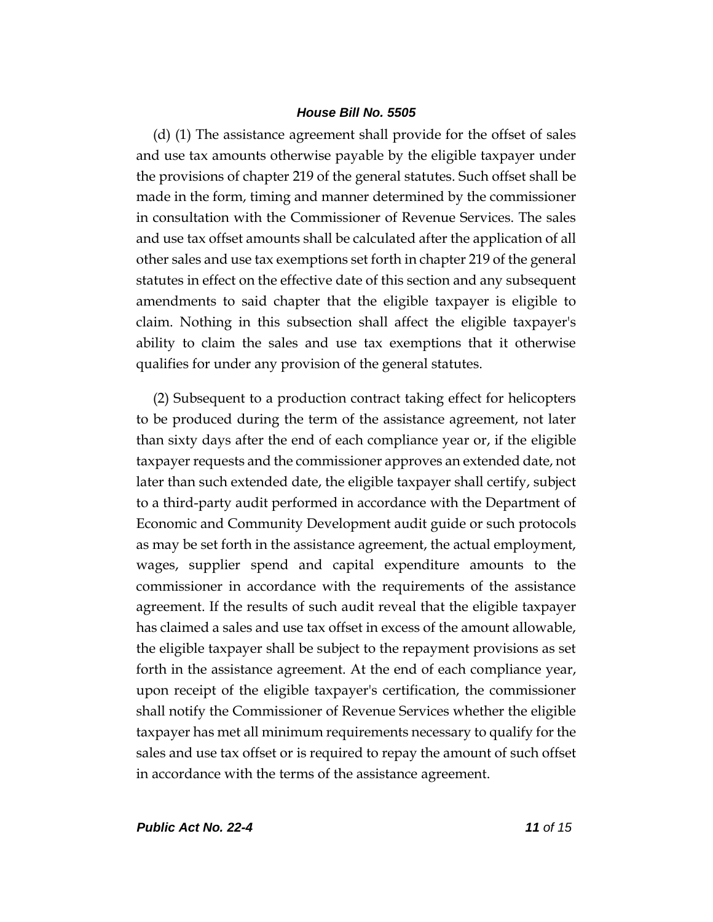(d) (1) The assistance agreement shall provide for the offset of sales and use tax amounts otherwise payable by the eligible taxpayer under the provisions of chapter 219 of the general statutes. Such offset shall be made in the form, timing and manner determined by the commissioner in consultation with the Commissioner of Revenue Services. The sales and use tax offset amounts shall be calculated after the application of all other sales and use tax exemptions set forth in chapter 219 of the general statutes in effect on the effective date of this section and any subsequent amendments to said chapter that the eligible taxpayer is eligible to claim. Nothing in this subsection shall affect the eligible taxpayer's ability to claim the sales and use tax exemptions that it otherwise qualifies for under any provision of the general statutes.

(2) Subsequent to a production contract taking effect for helicopters to be produced during the term of the assistance agreement, not later than sixty days after the end of each compliance year or, if the eligible taxpayer requests and the commissioner approves an extended date, not later than such extended date, the eligible taxpayer shall certify, subject to a third-party audit performed in accordance with the Department of Economic and Community Development audit guide or such protocols as may be set forth in the assistance agreement, the actual employment, wages, supplier spend and capital expenditure amounts to the commissioner in accordance with the requirements of the assistance agreement. If the results of such audit reveal that the eligible taxpayer has claimed a sales and use tax offset in excess of the amount allowable, the eligible taxpayer shall be subject to the repayment provisions as set forth in the assistance agreement. At the end of each compliance year, upon receipt of the eligible taxpayer's certification, the commissioner shall notify the Commissioner of Revenue Services whether the eligible taxpayer has met all minimum requirements necessary to qualify for the sales and use tax offset or is required to repay the amount of such offset in accordance with the terms of the assistance agreement.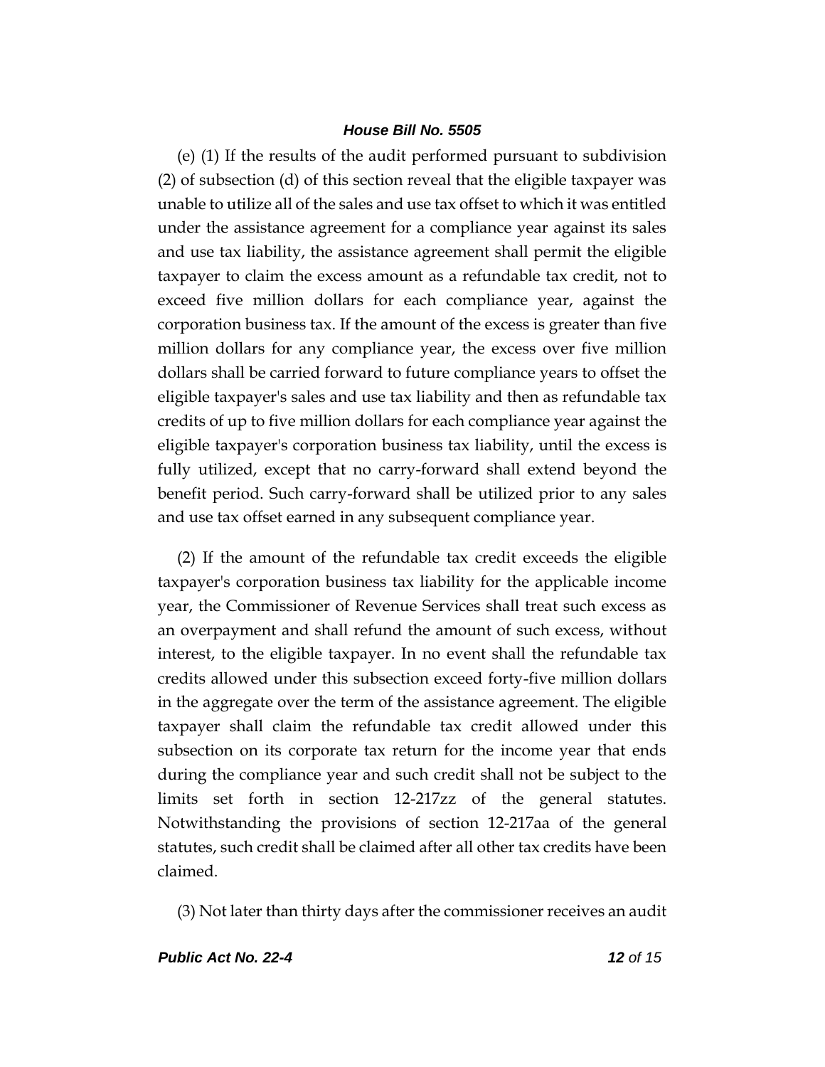(e) (1) If the results of the audit performed pursuant to subdivision (2) of subsection (d) of this section reveal that the eligible taxpayer was unable to utilize all of the sales and use tax offset to which it was entitled under the assistance agreement for a compliance year against its sales and use tax liability, the assistance agreement shall permit the eligible taxpayer to claim the excess amount as a refundable tax credit, not to exceed five million dollars for each compliance year, against the corporation business tax. If the amount of the excess is greater than five million dollars for any compliance year, the excess over five million dollars shall be carried forward to future compliance years to offset the eligible taxpayer's sales and use tax liability and then as refundable tax credits of up to five million dollars for each compliance year against the eligible taxpayer's corporation business tax liability, until the excess is fully utilized, except that no carry-forward shall extend beyond the benefit period. Such carry-forward shall be utilized prior to any sales and use tax offset earned in any subsequent compliance year.

(2) If the amount of the refundable tax credit exceeds the eligible taxpayer's corporation business tax liability for the applicable income year, the Commissioner of Revenue Services shall treat such excess as an overpayment and shall refund the amount of such excess, without interest, to the eligible taxpayer. In no event shall the refundable tax credits allowed under this subsection exceed forty-five million dollars in the aggregate over the term of the assistance agreement. The eligible taxpayer shall claim the refundable tax credit allowed under this subsection on its corporate tax return for the income year that ends during the compliance year and such credit shall not be subject to the limits set forth in section 12-217zz of the general statutes. Notwithstanding the provisions of section 12-217aa of the general statutes, such credit shall be claimed after all other tax credits have been claimed.

(3) Not later than thirty days after the commissioner receives an audit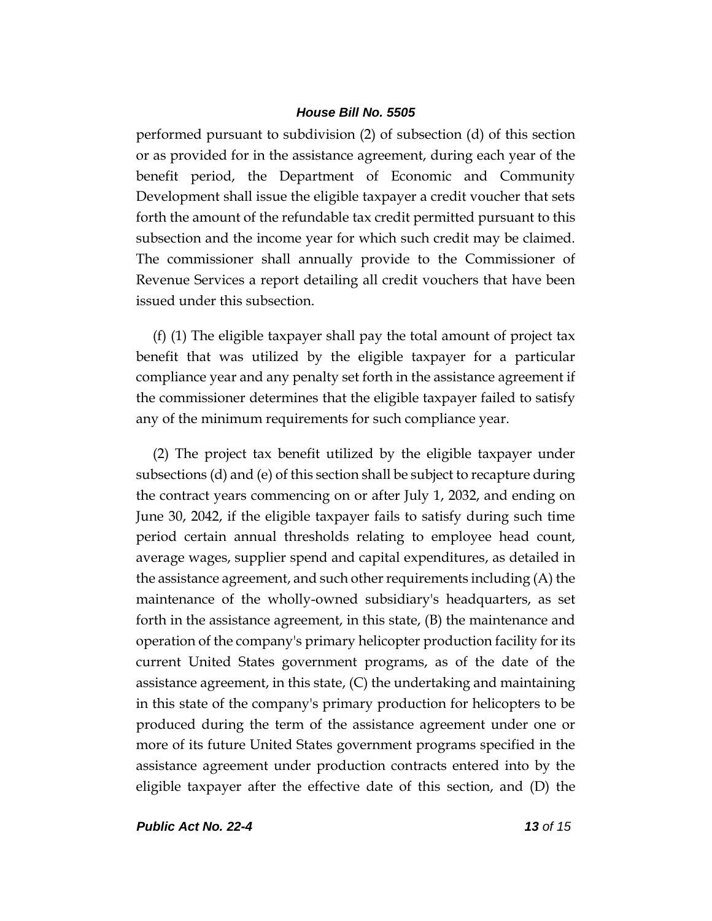performed pursuant to subdivision (2) of subsection (d) of this section or as provided for in the assistance agreement, during each year of the benefit period, the Department of Economic and Community Development shall issue the eligible taxpayer a credit voucher that sets forth the amount of the refundable tax credit permitted pursuant to this subsection and the income year for which such credit may be claimed. The commissioner shall annually provide to the Commissioner of Revenue Services a report detailing all credit vouchers that have been issued under this subsection.

(f) (1) The eligible taxpayer shall pay the total amount of project tax benefit that was utilized by the eligible taxpayer for a particular compliance year and any penalty set forth in the assistance agreement if the commissioner determines that the eligible taxpayer failed to satisfy any of the minimum requirements for such compliance year.

(2) The project tax benefit utilized by the eligible taxpayer under subsections (d) and (e) of this section shall be subject to recapture during the contract years commencing on or after July 1, 2032, and ending on June 30, 2042, if the eligible taxpayer fails to satisfy during such time period certain annual thresholds relating to employee head count, average wages, supplier spend and capital expenditures, as detailed in the assistance agreement, and such other requirements including (A) the maintenance of the wholly-owned subsidiary's headquarters, as set forth in the assistance agreement, in this state, (B) the maintenance and operation of the company's primary helicopter production facility for its current United States government programs, as of the date of the assistance agreement, in this state, (C) the undertaking and maintaining in this state of the company's primary production for helicopters to be produced during the term of the assistance agreement under one or more of its future United States government programs specified in the assistance agreement under production contracts entered into by the eligible taxpayer after the effective date of this section, and (D) the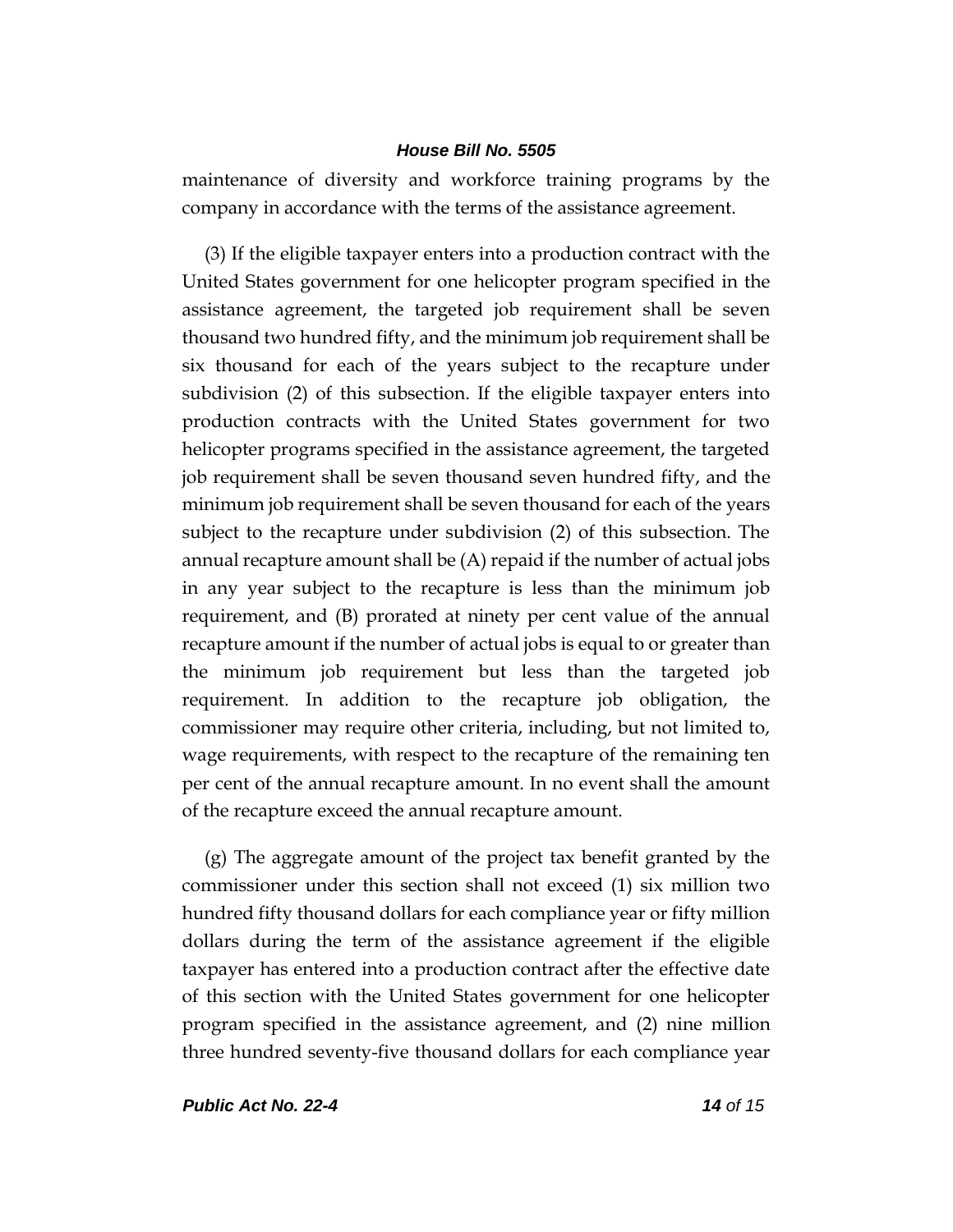maintenance of diversity and workforce training programs by the company in accordance with the terms of the assistance agreement.

(3) If the eligible taxpayer enters into a production contract with the United States government for one helicopter program specified in the assistance agreement, the targeted job requirement shall be seven thousand two hundred fifty, and the minimum job requirement shall be six thousand for each of the years subject to the recapture under subdivision (2) of this subsection. If the eligible taxpayer enters into production contracts with the United States government for two helicopter programs specified in the assistance agreement, the targeted job requirement shall be seven thousand seven hundred fifty, and the minimum job requirement shall be seven thousand for each of the years subject to the recapture under subdivision (2) of this subsection. The annual recapture amount shall be (A) repaid if the number of actual jobs in any year subject to the recapture is less than the minimum job requirement, and (B) prorated at ninety per cent value of the annual recapture amount if the number of actual jobs is equal to or greater than the minimum job requirement but less than the targeted job requirement. In addition to the recapture job obligation, the commissioner may require other criteria, including, but not limited to, wage requirements, with respect to the recapture of the remaining ten per cent of the annual recapture amount. In no event shall the amount of the recapture exceed the annual recapture amount.

(g) The aggregate amount of the project tax benefit granted by the commissioner under this section shall not exceed (1) six million two hundred fifty thousand dollars for each compliance year or fifty million dollars during the term of the assistance agreement if the eligible taxpayer has entered into a production contract after the effective date of this section with the United States government for one helicopter program specified in the assistance agreement, and (2) nine million three hundred seventy-five thousand dollars for each compliance year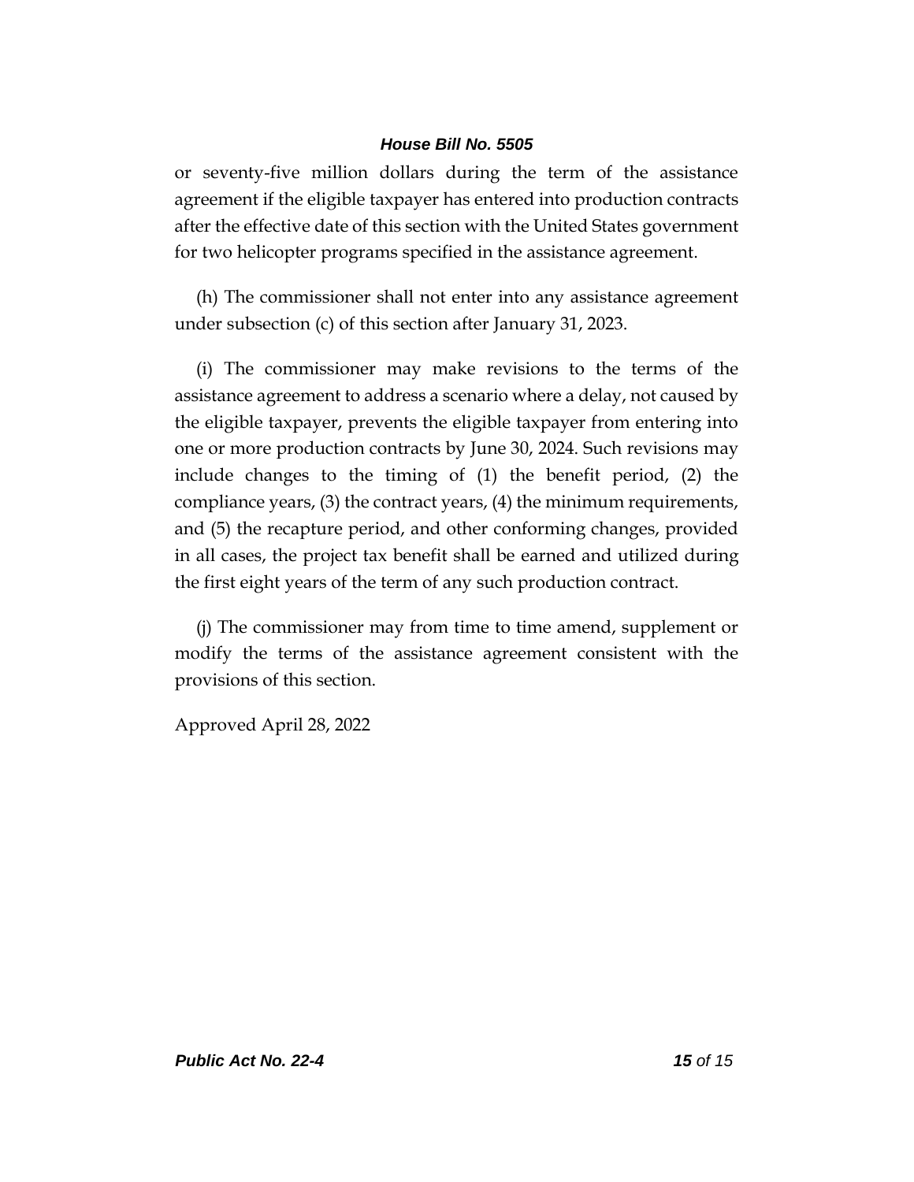or seventy-five million dollars during the term of the assistance agreement if the eligible taxpayer has entered into production contracts after the effective date of this section with the United States government for two helicopter programs specified in the assistance agreement.

(h) The commissioner shall not enter into any assistance agreement under subsection (c) of this section after January 31, 2023.

(i) The commissioner may make revisions to the terms of the assistance agreement to address a scenario where a delay, not caused by the eligible taxpayer, prevents the eligible taxpayer from entering into one or more production contracts by June 30, 2024. Such revisions may include changes to the timing of (1) the benefit period, (2) the compliance years, (3) the contract years, (4) the minimum requirements, and (5) the recapture period, and other conforming changes, provided in all cases, the project tax benefit shall be earned and utilized during the first eight years of the term of any such production contract.

(j) The commissioner may from time to time amend, supplement or modify the terms of the assistance agreement consistent with the provisions of this section.

Approved April 28, 2022